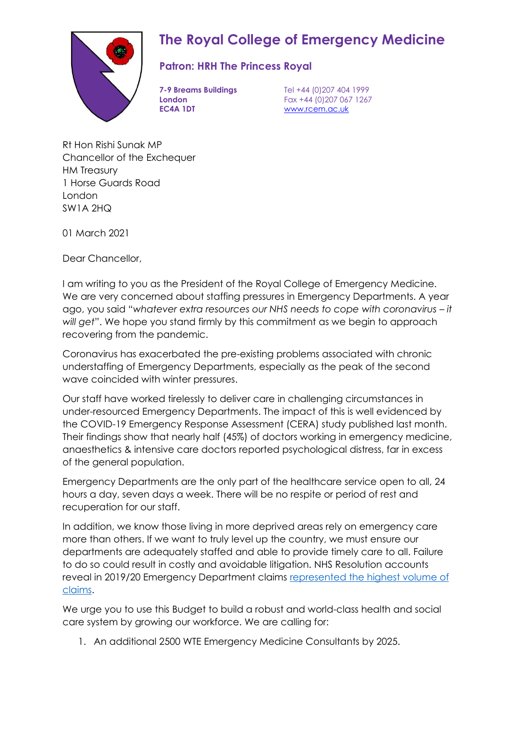# The Royal College of Emergency Medicine

**Patron: HRH The Princess Royal**

**7-9 Breams Buildings**
**London**
**EC4A 1DT**

Tel +44 (0)207 404 1999
Fax +44 (0)207 067 1267
[www.rcem.ac.uk](http://www.rcem.ac.uk)

Rt Hon Rishi Sunak MP
Chancellor of the Exchequer
HM Treasury
1 Horse Guards Road
London
SW1A 2HQ

01 March 2021

Dear Chancellor,

I am writing to you as the President of the Royal College of Emergency Medicine. We are very concerned about staffing pressures in Emergency Departments. A year ago, you said "*whatever extra resources our NHS needs to cope with coronavirus – it will get*". We hope you stand firmly by this commitment as we begin to approach recovering from the pandemic.

Coronavirus has exacerbated the pre-existing problems associated with chronic understaffing of Emergency Departments, especially as the peak of the second wave coincided with winter pressures.

Our staff have worked tirelessly to deliver care in challenging circumstances in under-resourced Emergency Departments. The impact of this is well evidenced by the COVID-19 Emergency Response Assessment (CERA) study published last month. Their findings show that nearly half (45%) of doctors working in emergency medicine, anaesthetics & intensive care doctors reported psychological distress, far in excess of the general population.

Emergency Departments are the only part of the healthcare service open to all, 24 hours a day, seven days a week. There will be no respite or period of rest and recuperation for our staff.

In addition, we know those living in more deprived areas rely on emergency care more than others. If we want to truly level up the country, we must ensure our departments are adequately staffed and able to provide timely care to all. Failure to do so could result in costly and avoidable litigation. NHS Resolution accounts reveal in 2019/20 Emergency Department claims represented the highest volume of claims.

We urge you to use this Budget to build a robust and world-class health and social care system by growing our workforce. We are calling for:

1. An additional 2500 WTE Emergency Medicine Consultants by 2025.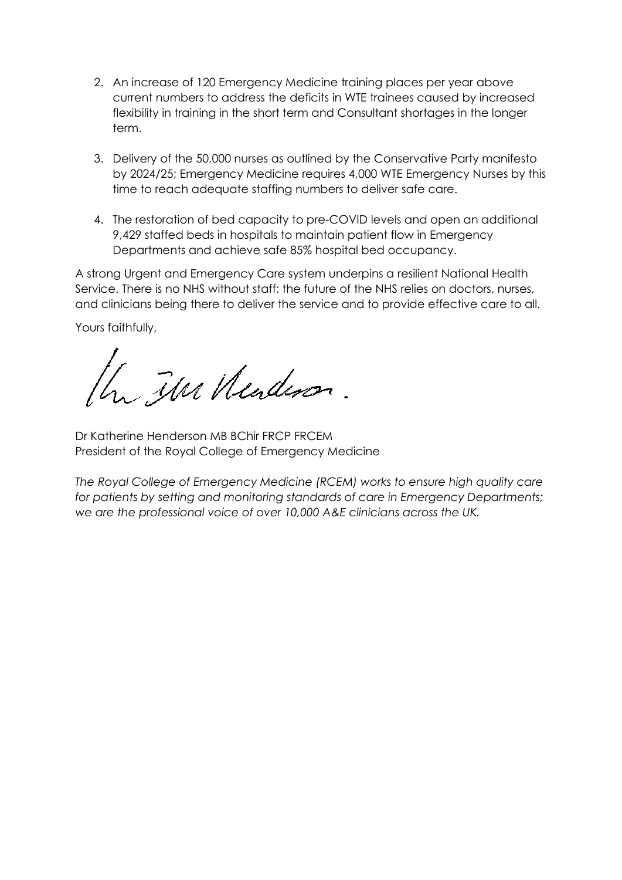2. An increase of 120 Emergency Medicine training places per year above current numbers to address the deficits in WTE trainees caused by increased flexibility in training in the short term and Consultant shortages in the longer term.

3. Delivery of the 50,000 nurses as outlined by the Conservative Party manifesto by 2024/25; Emergency Medicine requires 4,000 WTE Emergency Nurses by this time to reach adequate staffing numbers to deliver safe care.

4. The restoration of bed capacity to pre-COVID levels and open an additional 9,429 staffed beds in hospitals to maintain patient flow in Emergency Departments and achieve safe 85% hospital bed occupancy.

A strong Urgent and Emergency Care system underpins a resilient National Health Service. There is no NHS without staff: the future of the NHS relies on doctors, nurses, and clinicians being there to deliver the service and to provide effective care to all.

Yours faithfully,

Dr Katherine Henderson MB BChir FRCP FRCEM
President of the Royal College of Emergency Medicine

*The Royal College of Emergency Medicine (RCEM) works to ensure high quality care for patients by setting and monitoring standards of care in Emergency Departments; we are the professional voice of over 10,000 A&E clinicians across the UK.*